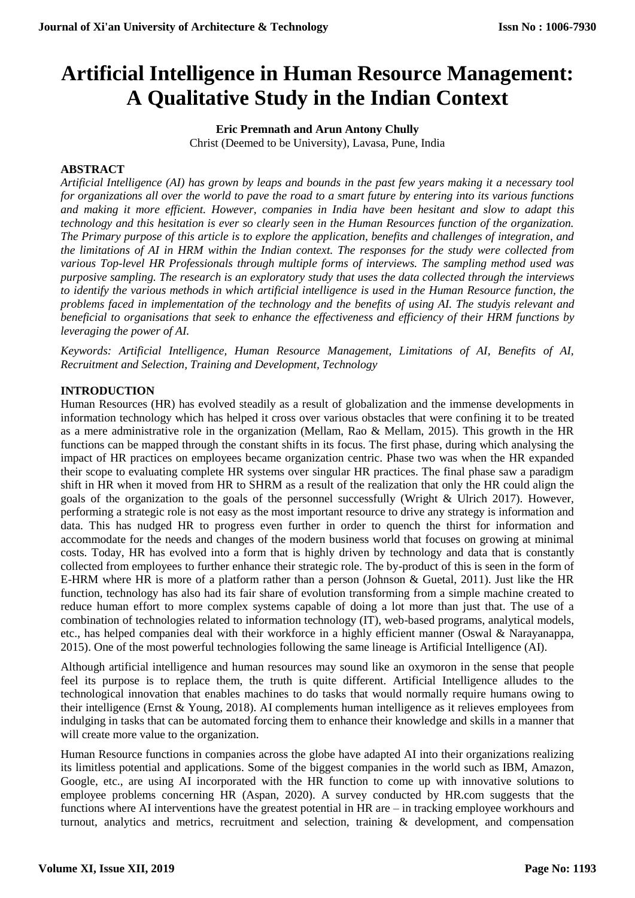# Artificial Intelligence in Human Resource Management: A Qualitative Study in the Indian Context

**Eric Premnath and Arun Antony Chully**

Christ (Deemed to be University), Lavasa, Pune, India

## ABSTRACT

*Artificial Intelligence (AI) has grown by leaps and bounds in the past few years making it a necessary tool for organizations all over the world to pave the road to a smart future by entering into its various functions and making it more efficient. However, companies in India have been hesitant and slow to adapt this technology and this hesitation is ever so clearly seen in the Human Resources function of the organization. The Primary purpose of this article is to explore the application, benefits and challenges of integration, and the limitations of AI in HRM within the Indian context. The responses for the study were collected from various Top-level HR Professionals through multiple forms of interviews. The sampling method used was purposive sampling. The research is an exploratory study that uses the data collected through the interviews to identify the various methods in which artificial intelligence is used in the Human Resource function, the problems faced in implementation of the technology and the benefits of using AI. The studyis relevant and beneficial to organisations that seek to enhance the effectiveness and efficiency of their HRM functions by leveraging the power of AI.*

*Keywords: Artificial Intelligence, Human Resource Management, Limitations of AI, Benefits of AI, Recruitment and Selection, Training and Development, Technology*

## INTRODUCTION

Human Resources (HR) has evolved steadily as a result of globalization and the immense developments in information technology which has helped it cross over various obstacles that were confining it to be treated as a mere administrative role in the organization (Mellam, Rao & Mellam, 2015). This growth in the HR functions can be mapped through the constant shifts in its focus. The first phase, during which analysing the impact of HR practices on employees became organization centric. Phase two was when the HR expanded their scope to evaluating complete HR systems over singular HR practices. The final phase saw a paradigm shift in HR when it moved from HR to SHRM as a result of the realization that only the HR could align the goals of the organization to the goals of the personnel successfully (Wright & Ulrich 2017). However, performing a strategic role is not easy as the most important resource to drive any strategy is information and data. This has nudged HR to progress even further in order to quench the thirst for information and accommodate for the needs and changes of the modern business world that focuses on growing at minimal costs. Today, HR has evolved into a form that is highly driven by technology and data that is constantly collected from employees to further enhance their strategic role. The by-product of this is seen in the form of E-HRM where HR is more of a platform rather than a person (Johnson & Guetal, 2011). Just like the HR function, technology has also had its fair share of evolution transforming from a simple machine created to reduce human effort to more complex systems capable of doing a lot more than just that. The use of a combination of technologies related to information technology (IT), web-based programs, analytical models, etc., has helped companies deal with their workforce in a highly efficient manner (Oswal & Narayanappa, 2015). One of the most powerful technologies following the same lineage is Artificial Intelligence (AI).

Although artificial intelligence and human resources may sound like an oxymoron in the sense that people feel its purpose is to replace them, the truth is quite different. Artificial Intelligence alludes to the technological innovation that enables machines to do tasks that would normally require humans owing to their intelligence (Ernst & Young, 2018). AI complements human intelligence as it relieves employees from indulging in tasks that can be automated forcing them to enhance their knowledge and skills in a manner that will create more value to the organization.

Human Resource functions in companies across the globe have adapted AI into their organizations realizing its limitless potential and applications. Some of the biggest companies in the world such as IBM, Amazon, Google, etc., are using AI incorporated with the HR function to come up with innovative solutions to employee problems concerning HR (Aspan, 2020). A survey conducted by HR.com suggests that the functions where AI interventions have the greatest potential in HR are – in tracking employee workhours and turnout, analytics and metrics, recruitment and selection, training & development, and compensation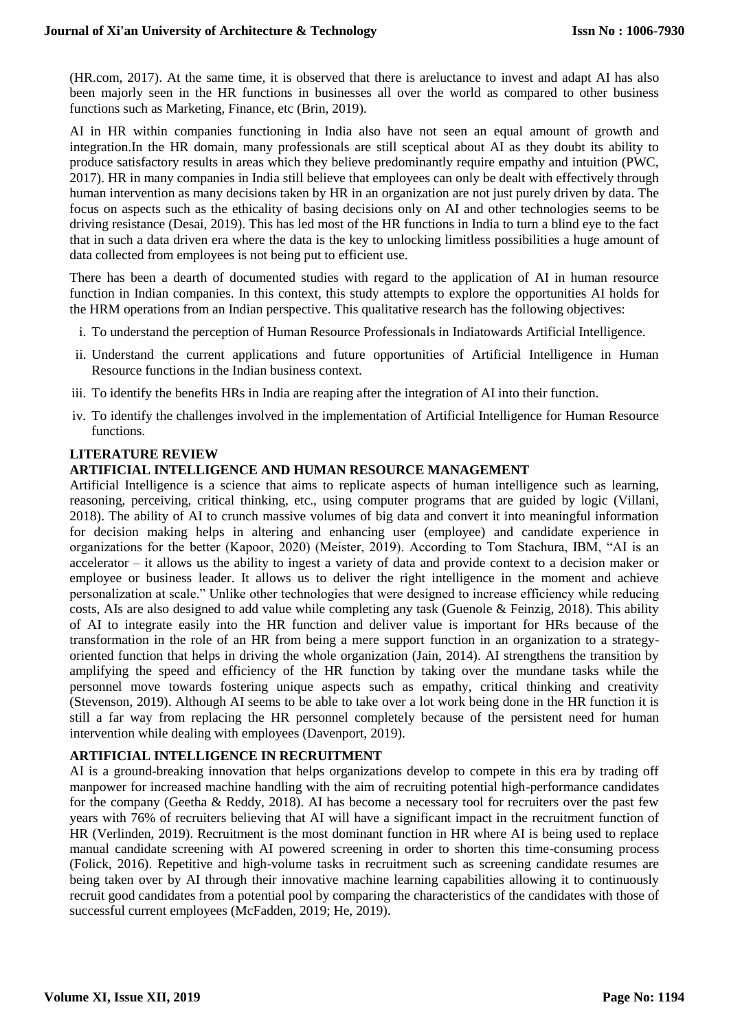(HR.com, 2017). At the same time, it is observed that there is areluctance to invest and adapt AI has also been majorly seen in the HR functions in businesses all over the world as compared to other business functions such as Marketing, Finance, etc (Brin, 2019).

AI in HR within companies functioning in India also have not seen an equal amount of growth and integration.In the HR domain, many professionals are still sceptical about AI as they doubt its ability to produce satisfactory results in areas which they believe predominantly require empathy and intuition (PWC, 2017). HR in many companies in India still believe that employees can only be dealt with effectively through human intervention as many decisions taken by HR in an organization are not just purely driven by data. The focus on aspects such as the ethicality of basing decisions only on AI and other technologies seems to be driving resistance (Desai, 2019). This has led most of the HR functions in India to turn a blind eye to the fact that in such a data driven era where the data is the key to unlocking limitless possibilities a huge amount of data collected from employees is not being put to efficient use.

There has been a dearth of documented studies with regard to the application of AI in human resource function in Indian companies. In this context, this study attempts to explore the opportunities AI holds for the HRM operations from an Indian perspective. This qualitative research has the following objectives:

i. To understand the perception of Human Resource Professionals in Indiatowards Artificial Intelligence.
ii. Understand the current applications and future opportunities of Artificial Intelligence in Human Resource functions in the Indian business context.
iii. To identify the benefits HRs in India are reaping after the integration of AI into their function.
iv. To identify the challenges involved in the implementation of Artificial Intelligence for Human Resource functions.

## LITERATURE REVIEW

### ARTIFICIAL INTELLIGENCE AND HUMAN RESOURCE MANAGEMENT

Artificial Intelligence is a science that aims to replicate aspects of human intelligence such as learning, reasoning, perceiving, critical thinking, etc., using computer programs that are guided by logic (Villani, 2018). The ability of AI to crunch massive volumes of big data and convert it into meaningful information for decision making helps in altering and enhancing user (employee) and candidate experience in organizations for the better (Kapoor, 2020) (Meister, 2019). According to Tom Stachura, IBM, "AI is an accelerator – it allows us the ability to ingest a variety of data and provide context to a decision maker or employee or business leader. It allows us to deliver the right intelligence in the moment and achieve personalization at scale." Unlike other technologies that were designed to increase efficiency while reducing costs, AIs are also designed to add value while completing any task (Guenole & Feinzig, 2018). This ability of AI to integrate easily into the HR function and deliver value is important for HRs because of the transformation in the role of an HR from being a mere support function in an organization to a strategy-oriented function that helps in driving the whole organization (Jain, 2014). AI strengthens the transition by amplifying the speed and efficiency of the HR function by taking over the mundane tasks while the personnel move towards fostering unique aspects such as empathy, critical thinking and creativity (Stevenson, 2019). Although AI seems to be able to take over a lot work being done in the HR function it is still a far way from replacing the HR personnel completely because of the persistent need for human intervention while dealing with employees (Davenport, 2019).

### ARTIFICIAL INTELLIGENCE IN RECRUITMENT

AI is a ground-breaking innovation that helps organizations develop to compete in this era by trading off manpower for increased machine handling with the aim of recruiting potential high-performance candidates for the company (Geetha & Reddy, 2018). AI has become a necessary tool for recruiters over the past few years with 76% of recruiters believing that AI will have a significant impact in the recruitment function of HR (Verlinden, 2019). Recruitment is the most dominant function in HR where AI is being used to replace manual candidate screening with AI powered screening in order to shorten this time-consuming process (Folick, 2016). Repetitive and high-volume tasks in recruitment such as screening candidate resumes are being taken over by AI through their innovative machine learning capabilities allowing it to continuously recruit good candidates from a potential pool by comparing the characteristics of the candidates with those of successful current employees (McFadden, 2019; He, 2019).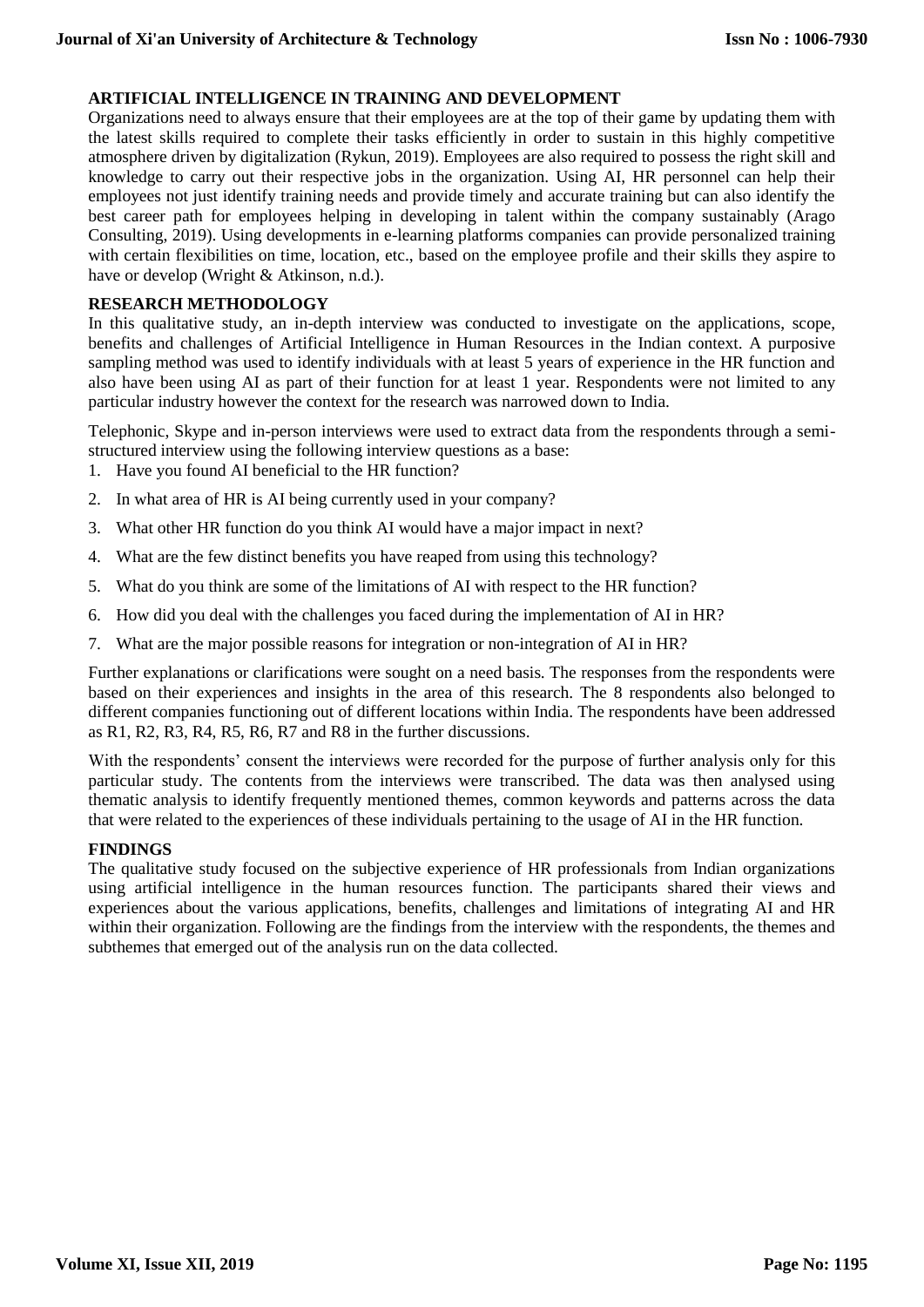## ARTIFICIAL INTELLIGENCE IN TRAINING AND DEVELOPMENT

Organizations need to always ensure that their employees are at the top of their game by updating them with the latest skills required to complete their tasks efficiently in order to sustain in this highly competitive atmosphere driven by digitalization (Rykun, 2019). Employees are also required to possess the right skill and knowledge to carry out their respective jobs in the organization. Using AI, HR personnel can help their employees not just identify training needs and provide timely and accurate training but can also identify the best career path for employees helping in developing in talent within the company sustainably (Arago Consulting, 2019). Using developments in e-learning platforms companies can provide personalized training with certain flexibilities on time, location, etc., based on the employee profile and their skills they aspire to have or develop (Wright & Atkinson, n.d.).

## RESEARCH METHODOLOGY

In this qualitative study, an in-depth interview was conducted to investigate on the applications, scope, benefits and challenges of Artificial Intelligence in Human Resources in the Indian context. A purposive sampling method was used to identify individuals with at least 5 years of experience in the HR function and also have been using AI as part of their function for at least 1 year. Respondents were not limited to any particular industry however the context for the research was narrowed down to India.

Telephonic, Skype and in-person interviews were used to extract data from the respondents through a semi-structured interview using the following interview questions as a base:

1. Have you found AI beneficial to the HR function?
2. In what area of HR is AI being currently used in your company?
3. What other HR function do you think AI would have a major impact in next?
4. What are the few distinct benefits you have reaped from using this technology?
5. What do you think are some of the limitations of AI with respect to the HR function?
6. How did you deal with the challenges you faced during the implementation of AI in HR?
7. What are the major possible reasons for integration or non-integration of AI in HR?

Further explanations or clarifications were sought on a need basis. The responses from the respondents were based on their experiences and insights in the area of this research. The 8 respondents also belonged to different companies functioning out of different locations within India. The respondents have been addressed as R1, R2, R3, R4, R5, R6, R7 and R8 in the further discussions.

With the respondents' consent the interviews were recorded for the purpose of further analysis only for this particular study. The contents from the interviews were transcribed. The data was then analysed using thematic analysis to identify frequently mentioned themes, common keywords and patterns across the data that were related to the experiences of these individuals pertaining to the usage of AI in the HR function.

## FINDINGS

The qualitative study focused on the subjective experience of HR professionals from Indian organizations using artificial intelligence in the human resources function. The participants shared their views and experiences about the various applications, benefits, challenges and limitations of integrating AI and HR within their organization. Following are the findings from the interview with the respondents, the themes and subthemes that emerged out of the analysis run on the data collected.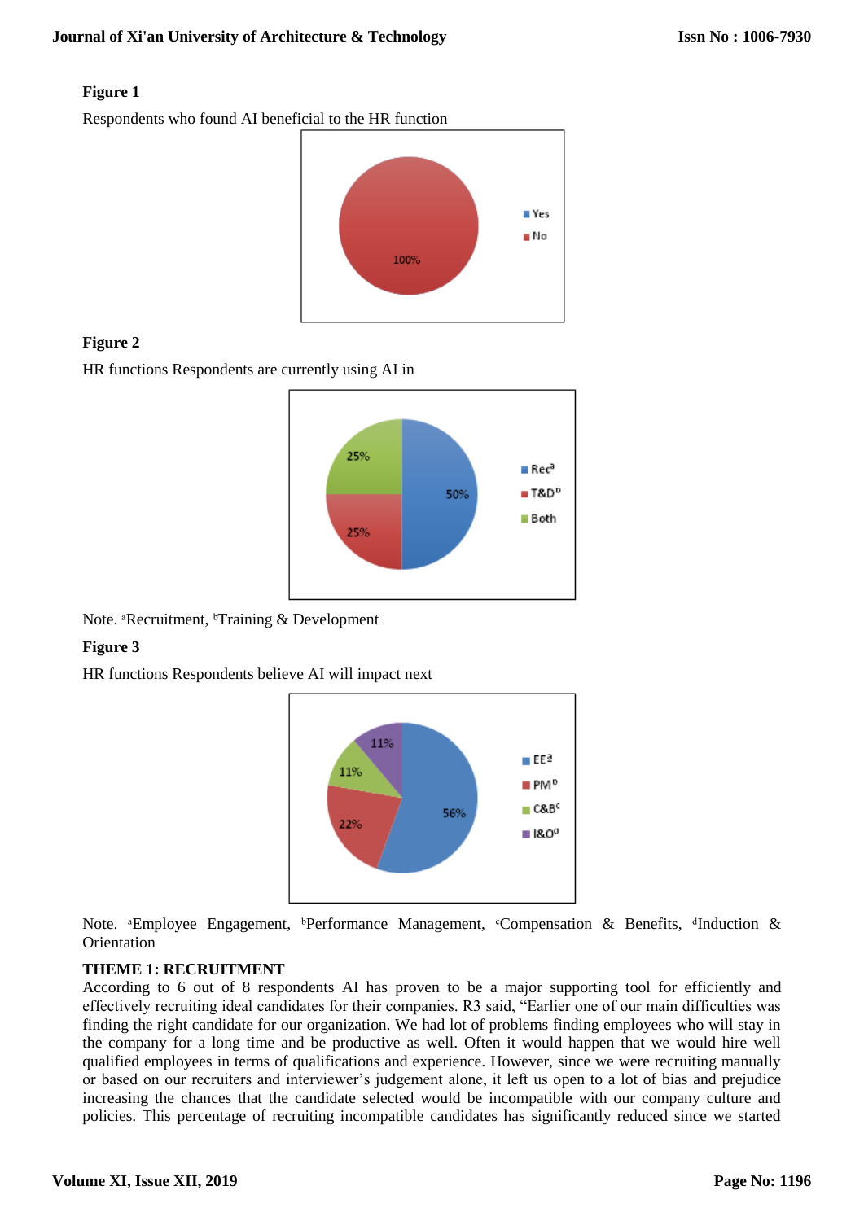**Figure 1**

Respondents who found AI beneficial to the HR function

**Figure 2**

HR functions Respondents are currently using AI in

Note. [a]Recruitment, [b]Training & Development

**Figure 3**

HR functions Respondents believe AI will impact next

Note. [a]Employee Engagement, [b]Performance Management, [c]Compensation & Benefits, [d]Induction & Orientation

**THEME 1: RECRUITMENT**

According to 6 out of 8 respondents AI has proven to be a major supporting tool for efficiently and effectively recruiting ideal candidates for their companies. R3 said, "Earlier one of our main difficulties was finding the right candidate for our organization. We had lot of problems finding employees who will stay in the company for a long time and be productive as well. Often it would happen that we would hire well qualified employees in terms of qualifications and experience. However, since we were recruiting manually or based on our recruiters and interviewer's judgement alone, it left us open to a lot of bias and prejudice increasing the chances that the candidate selected would be incompatible with our company culture and policies. This percentage of recruiting incompatible candidates has significantly reduced since we started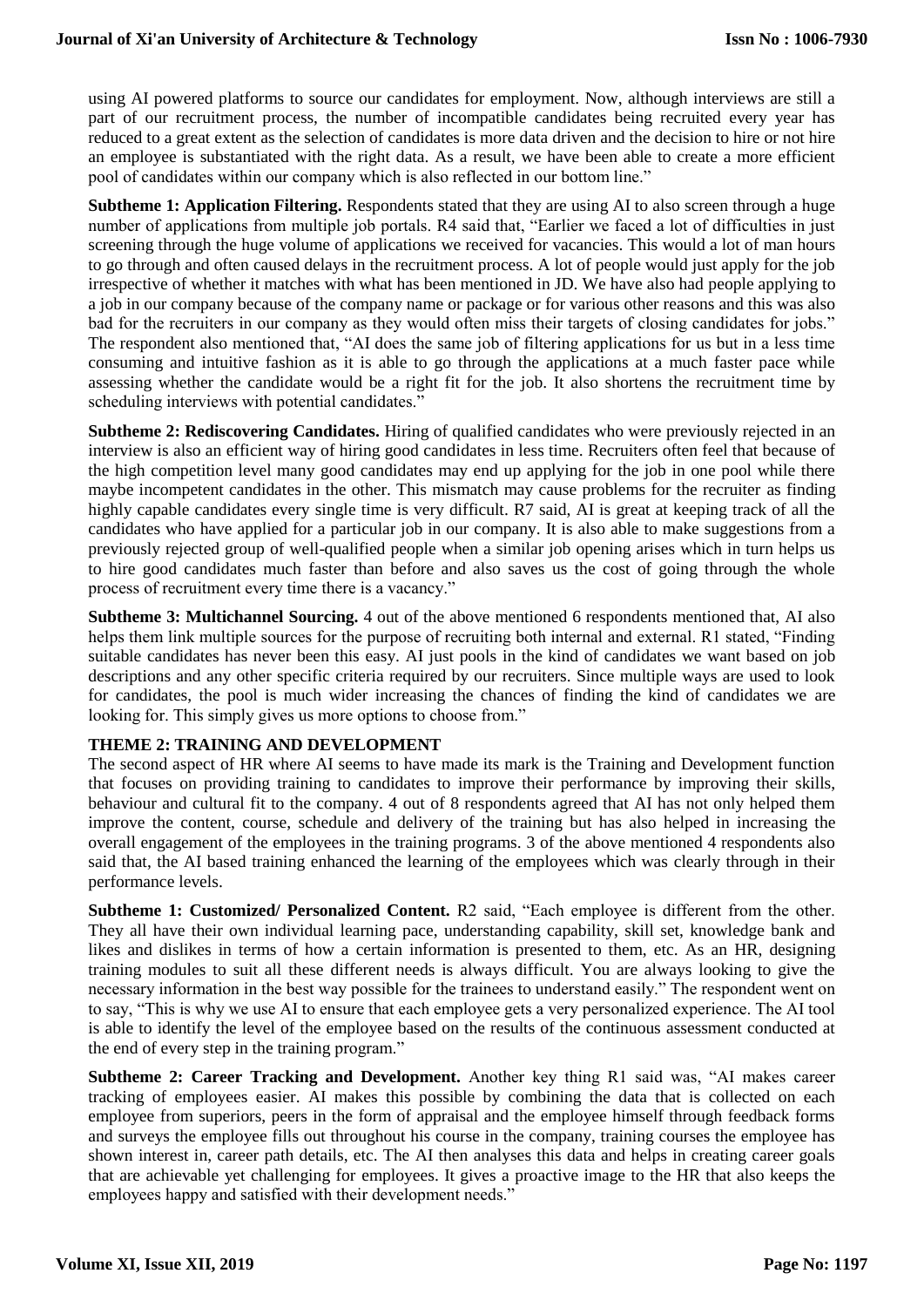using AI powered platforms to source our candidates for employment. Now, although interviews are still a part of our recruitment process, the number of incompatible candidates being recruited every year has reduced to a great extent as the selection of candidates is more data driven and the decision to hire or not hire an employee is substantiated with the right data. As a result, we have been able to create a more efficient pool of candidates within our company which is also reflected in our bottom line."

**Subtheme 1: Application Filtering.** Respondents stated that they are using AI to also screen through a huge number of applications from multiple job portals. R4 said that, "Earlier we faced a lot of difficulties in just screening through the huge volume of applications we received for vacancies. This would a lot of man hours to go through and often caused delays in the recruitment process. A lot of people would just apply for the job irrespective of whether it matches with what has been mentioned in JD. We have also had people applying to a job in our company because of the company name or package or for various other reasons and this was also bad for the recruiters in our company as they would often miss their targets of closing candidates for jobs." The respondent also mentioned that, "AI does the same job of filtering applications for us but in a less time consuming and intuitive fashion as it is able to go through the applications at a much faster pace while assessing whether the candidate would be a right fit for the job. It also shortens the recruitment time by scheduling interviews with potential candidates."

**Subtheme 2: Rediscovering Candidates.** Hiring of qualified candidates who were previously rejected in an interview is also an efficient way of hiring good candidates in less time. Recruiters often feel that because of the high competition level many good candidates may end up applying for the job in one pool while there maybe incompetent candidates in the other. This mismatch may cause problems for the recruiter as finding highly capable candidates every single time is very difficult. R7 said, AI is great at keeping track of all the candidates who have applied for a particular job in our company. It is also able to make suggestions from a previously rejected group of well-qualified people when a similar job opening arises which in turn helps us to hire good candidates much faster than before and also saves us the cost of going through the whole process of recruitment every time there is a vacancy."

**Subtheme 3: Multichannel Sourcing.** 4 out of the above mentioned 6 respondents mentioned that, AI also helps them link multiple sources for the purpose of recruiting both internal and external. R1 stated, "Finding suitable candidates has never been this easy. AI just pools in the kind of candidates we want based on job descriptions and any other specific criteria required by our recruiters. Since multiple ways are used to look for candidates, the pool is much wider increasing the chances of finding the kind of candidates we are looking for. This simply gives us more options to choose from."

**THEME 2: TRAINING AND DEVELOPMENT**

The second aspect of HR where AI seems to have made its mark is the Training and Development function that focuses on providing training to candidates to improve their performance by improving their skills, behaviour and cultural fit to the company. 4 out of 8 respondents agreed that AI has not only helped them improve the content, course, schedule and delivery of the training but has also helped in increasing the overall engagement of the employees in the training programs. 3 of the above mentioned 4 respondents also said that, the AI based training enhanced the learning of the employees which was clearly through in their performance levels.

**Subtheme 1: Customized/ Personalized Content.** R2 said, "Each employee is different from the other. They all have their own individual learning pace, understanding capability, skill set, knowledge bank and likes and dislikes in terms of how a certain information is presented to them, etc. As an HR, designing training modules to suit all these different needs is always difficult. You are always looking to give the necessary information in the best way possible for the trainees to understand easily." The respondent went on to say, "This is why we use AI to ensure that each employee gets a very personalized experience. The AI tool is able to identify the level of the employee based on the results of the continuous assessment conducted at the end of every step in the training program."

**Subtheme 2: Career Tracking and Development.** Another key thing R1 said was, "AI makes career tracking of employees easier. AI makes this possible by combining the data that is collected on each employee from superiors, peers in the form of appraisal and the employee himself through feedback forms and surveys the employee fills out throughout his course in the company, training courses the employee has shown interest in, career path details, etc. The AI then analyses this data and helps in creating career goals that are achievable yet challenging for employees. It gives a proactive image to the HR that also keeps the employees happy and satisfied with their development needs."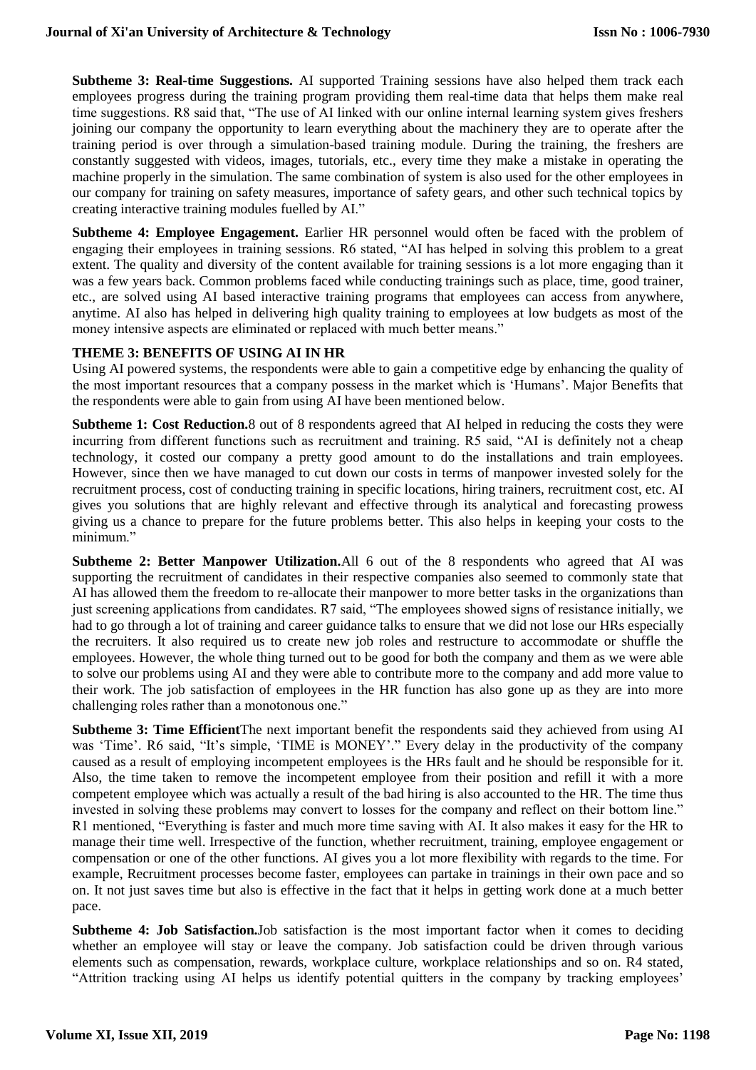**Subtheme 3: Real-time Suggestions.** AI supported Training sessions have also helped them track each employees progress during the training program providing them real-time data that helps them make real time suggestions. R8 said that, "The use of AI linked with our online internal learning system gives freshers joining our company the opportunity to learn everything about the machinery they are to operate after the training period is over through a simulation-based training module. During the training, the freshers are constantly suggested with videos, images, tutorials, etc., every time they make a mistake in operating the machine properly in the simulation. The same combination of system is also used for the other employees in our company for training on safety measures, importance of safety gears, and other such technical topics by creating interactive training modules fuelled by AI."

**Subtheme 4: Employee Engagement.** Earlier HR personnel would often be faced with the problem of engaging their employees in training sessions. R6 stated, "AI has helped in solving this problem to a great extent. The quality and diversity of the content available for training sessions is a lot more engaging than it was a few years back. Common problems faced while conducting trainings such as place, time, good trainer, etc., are solved using AI based interactive training programs that employees can access from anywhere, anytime. AI also has helped in delivering high quality training to employees at low budgets as most of the money intensive aspects are eliminated or replaced with much better means."

**THEME 3: BENEFITS OF USING AI IN HR**

Using AI powered systems, the respondents were able to gain a competitive edge by enhancing the quality of the most important resources that a company possess in the market which is 'Humans'. Major Benefits that the respondents were able to gain from using AI have been mentioned below.

**Subtheme 1: Cost Reduction.**8 out of 8 respondents agreed that AI helped in reducing the costs they were incurring from different functions such as recruitment and training. R5 said, "AI is definitely not a cheap technology, it costed our company a pretty good amount to do the installations and train employees. However, since then we have managed to cut down our costs in terms of manpower invested solely for the recruitment process, cost of conducting training in specific locations, hiring trainers, recruitment cost, etc. AI gives you solutions that are highly relevant and effective through its analytical and forecasting prowess giving us a chance to prepare for the future problems better. This also helps in keeping your costs to the minimum."

**Subtheme 2: Better Manpower Utilization.**All 6 out of the 8 respondents who agreed that AI was supporting the recruitment of candidates in their respective companies also seemed to commonly state that AI has allowed them the freedom to re-allocate their manpower to more better tasks in the organizations than just screening applications from candidates. R7 said, "The employees showed signs of resistance initially, we had to go through a lot of training and career guidance talks to ensure that we did not lose our HRs especially the recruiters. It also required us to create new job roles and restructure to accommodate or shuffle the employees. However, the whole thing turned out to be good for both the company and them as we were able to solve our problems using AI and they were able to contribute more to the company and add more value to their work. The job satisfaction of employees in the HR function has also gone up as they are into more challenging roles rather than a monotonous one."

**Subtheme 3: Time Efficient**The next important benefit the respondents said they achieved from using AI was 'Time'. R6 said, "It's simple, 'TIME is MONEY'." Every delay in the productivity of the company caused as a result of employing incompetent employees is the HRs fault and he should be responsible for it. Also, the time taken to remove the incompetent employee from their position and refill it with a more competent employee which was actually a result of the bad hiring is also accounted to the HR. The time thus invested in solving these problems may convert to losses for the company and reflect on their bottom line." R1 mentioned, "Everything is faster and much more time saving with AI. It also makes it easy for the HR to manage their time well. Irrespective of the function, whether recruitment, training, employee engagement or compensation or one of the other functions. AI gives you a lot more flexibility with regards to the time. For example, Recruitment processes become faster, employees can partake in trainings in their own pace and so on. It not just saves time but also is effective in the fact that it helps in getting work done at a much better pace.

**Subtheme 4: Job Satisfaction.**Job satisfaction is the most important factor when it comes to deciding whether an employee will stay or leave the company. Job satisfaction could be driven through various elements such as compensation, rewards, workplace culture, workplace relationships and so on. R4 stated, "Attrition tracking using AI helps us identify potential quitters in the company by tracking employees'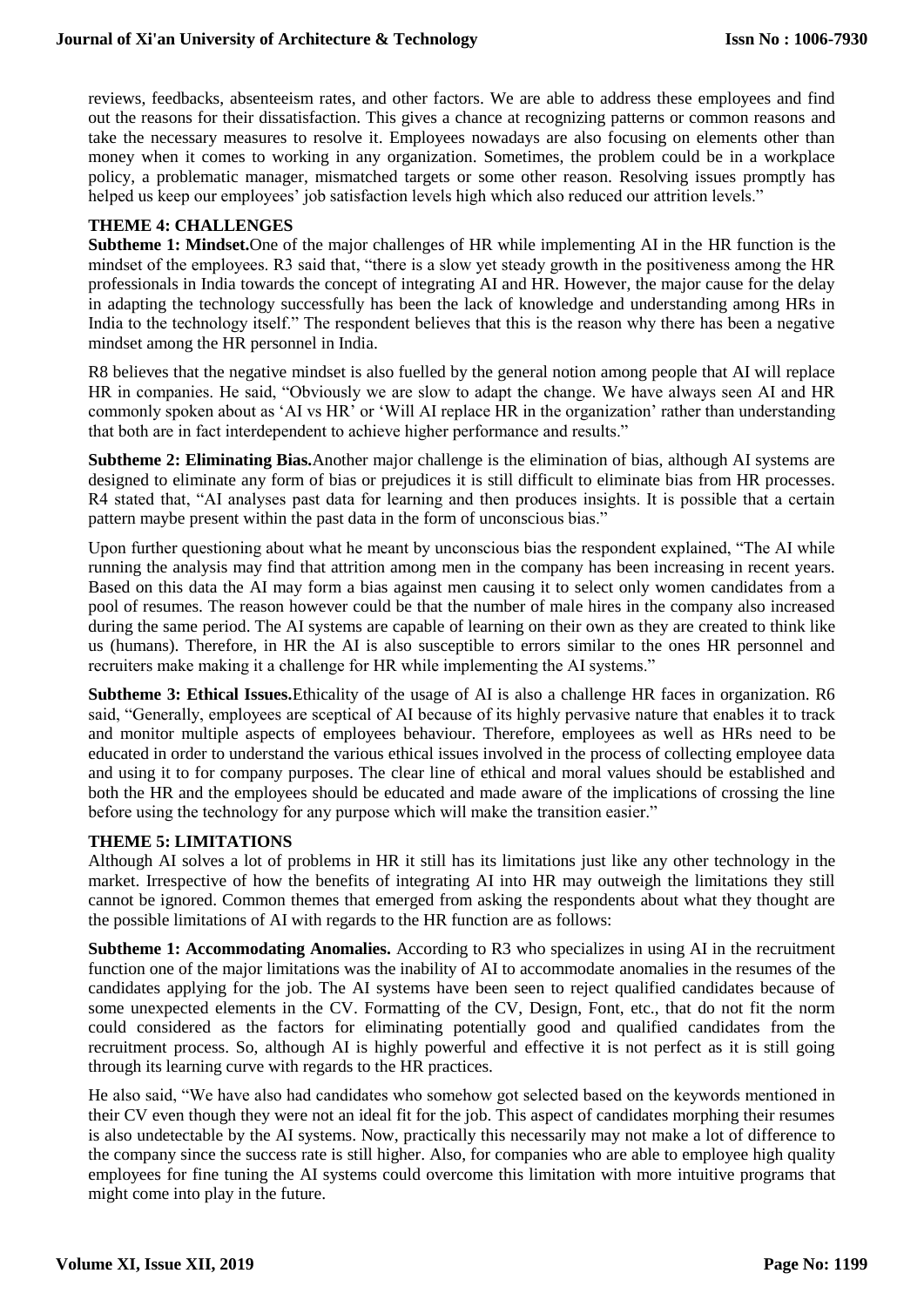reviews, feedbacks, absenteeism rates, and other factors. We are able to address these employees and find out the reasons for their dissatisfaction. This gives a chance at recognizing patterns or common reasons and take the necessary measures to resolve it. Employees nowadays are also focusing on elements other than money when it comes to working in any organization. Sometimes, the problem could be in a workplace policy, a problematic manager, mismatched targets or some other reason. Resolving issues promptly has helped us keep our employees' job satisfaction levels high which also reduced our attrition levels."

### THEME 4: CHALLENGES

**Subtheme 1: Mindset.**One of the major challenges of HR while implementing AI in the HR function is the mindset of the employees. R3 said that, "there is a slow yet steady growth in the positiveness among the HR professionals in India towards the concept of integrating AI and HR. However, the major cause for the delay in adapting the technology successfully has been the lack of knowledge and understanding among HRs in India to the technology itself." The respondent believes that this is the reason why there has been a negative mindset among the HR personnel in India.

R8 believes that the negative mindset is also fuelled by the general notion among people that AI will replace HR in companies. He said, "Obviously we are slow to adapt the change. We have always seen AI and HR commonly spoken about as 'AI vs HR' or 'Will AI replace HR in the organization' rather than understanding that both are in fact interdependent to achieve higher performance and results."

**Subtheme 2: Eliminating Bias.**Another major challenge is the elimination of bias, although AI systems are designed to eliminate any form of bias or prejudices it is still difficult to eliminate bias from HR processes. R4 stated that, "AI analyses past data for learning and then produces insights. It is possible that a certain pattern maybe present within the past data in the form of unconscious bias."

Upon further questioning about what he meant by unconscious bias the respondent explained, "The AI while running the analysis may find that attrition among men in the company has been increasing in recent years. Based on this data the AI may form a bias against men causing it to select only women candidates from a pool of resumes. The reason however could be that the number of male hires in the company also increased during the same period. The AI systems are capable of learning on their own as they are created to think like us (humans). Therefore, in HR the AI is also susceptible to errors similar to the ones HR personnel and recruiters make making it a challenge for HR while implementing the AI systems."

**Subtheme 3: Ethical Issues.**Ethicality of the usage of AI is also a challenge HR faces in organization. R6 said, "Generally, employees are sceptical of AI because of its highly pervasive nature that enables it to track and monitor multiple aspects of employees behaviour. Therefore, employees as well as HRs need to be educated in order to understand the various ethical issues involved in the process of collecting employee data and using it to for company purposes. The clear line of ethical and moral values should be established and both the HR and the employees should be educated and made aware of the implications of crossing the line before using the technology for any purpose which will make the transition easier."

### THEME 5: LIMITATIONS

Although AI solves a lot of problems in HR it still has its limitations just like any other technology in the market. Irrespective of how the benefits of integrating AI into HR may outweigh the limitations they still cannot be ignored. Common themes that emerged from asking the respondents about what they thought are the possible limitations of AI with regards to the HR function are as follows:

**Subtheme 1: Accommodating Anomalies.** According to R3 who specializes in using AI in the recruitment function one of the major limitations was the inability of AI to accommodate anomalies in the resumes of the candidates applying for the job. The AI systems have been seen to reject qualified candidates because of some unexpected elements in the CV. Formatting of the CV, Design, Font, etc., that do not fit the norm could considered as the factors for eliminating potentially good and qualified candidates from the recruitment process. So, although AI is highly powerful and effective it is not perfect as it is still going through its learning curve with regards to the HR practices.

He also said, "We have also had candidates who somehow got selected based on the keywords mentioned in their CV even though they were not an ideal fit for the job. This aspect of candidates morphing their resumes is also undetectable by the AI systems. Now, practically this necessarily may not make a lot of difference to the company since the success rate is still higher. Also, for companies who are able to employee high quality employees for fine tuning the AI systems could overcome this limitation with more intuitive programs that might come into play in the future.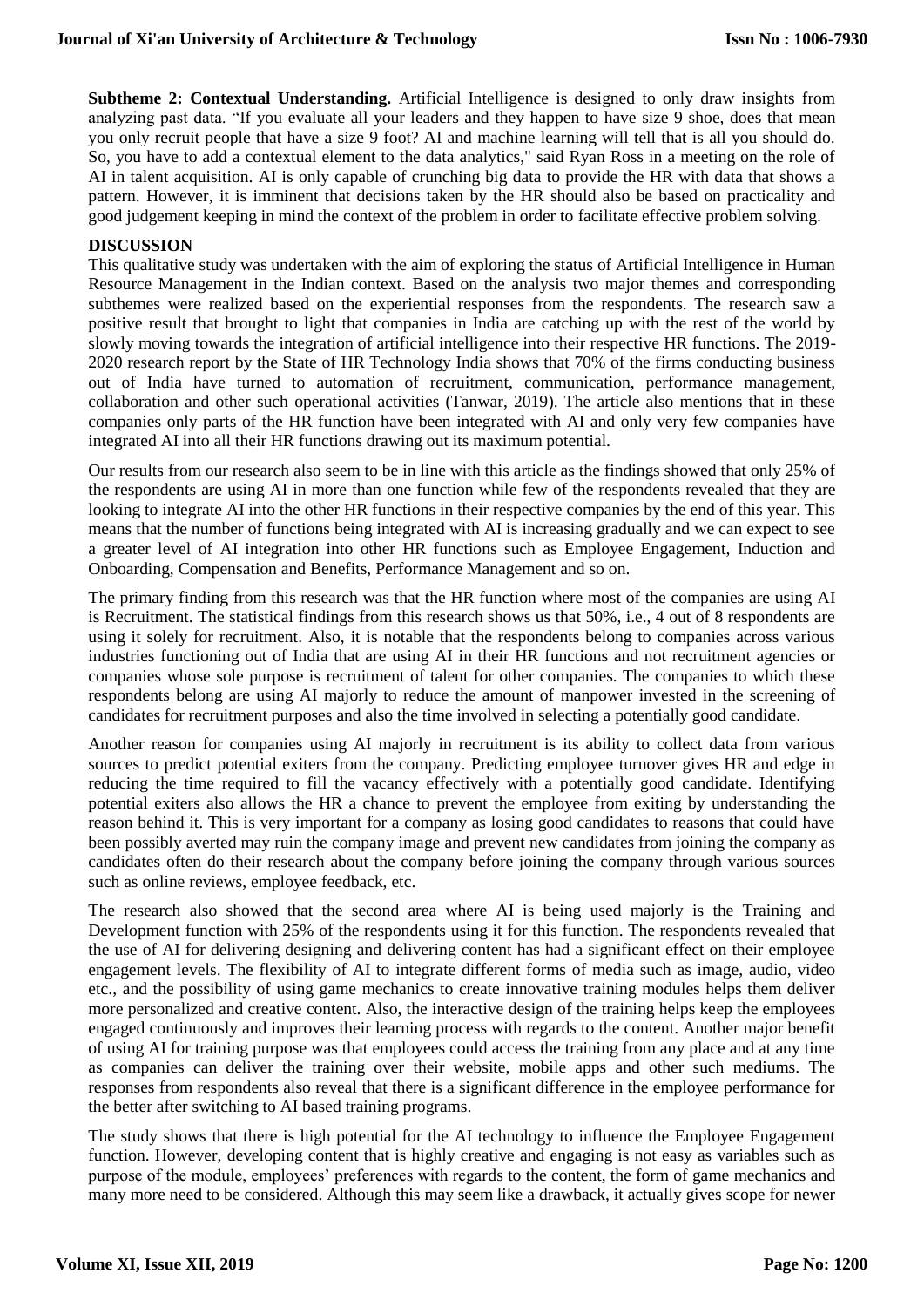**Subtheme 2: Contextual Understanding.** Artificial Intelligence is designed to only draw insights from analyzing past data. "If you evaluate all your leaders and they happen to have size 9 shoe, does that mean you only recruit people that have a size 9 foot? AI and machine learning will tell that is all you should do. So, you have to add a contextual element to the data analytics," said Ryan Ross in a meeting on the role of AI in talent acquisition. AI is only capable of crunching big data to provide the HR with data that shows a pattern. However, it is imminent that decisions taken by the HR should also be based on practicality and good judgement keeping in mind the context of the problem in order to facilitate effective problem solving.

## DISCUSSION

This qualitative study was undertaken with the aim of exploring the status of Artificial Intelligence in Human Resource Management in the Indian context. Based on the analysis two major themes and corresponding subthemes were realized based on the experiential responses from the respondents. The research saw a positive result that brought to light that companies in India are catching up with the rest of the world by slowly moving towards the integration of artificial intelligence into their respective HR functions. The 2019-2020 research report by the State of HR Technology India shows that 70% of the firms conducting business out of India have turned to automation of recruitment, communication, performance management, collaboration and other such operational activities (Tanwar, 2019). The article also mentions that in these companies only parts of the HR function have been integrated with AI and only very few companies have integrated AI into all their HR functions drawing out its maximum potential.

Our results from our research also seem to be in line with this article as the findings showed that only 25% of the respondents are using AI in more than one function while few of the respondents revealed that they are looking to integrate AI into the other HR functions in their respective companies by the end of this year. This means that the number of functions being integrated with AI is increasing gradually and we can expect to see a greater level of AI integration into other HR functions such as Employee Engagement, Induction and Onboarding, Compensation and Benefits, Performance Management and so on.

The primary finding from this research was that the HR function where most of the companies are using AI is Recruitment. The statistical findings from this research shows us that 50%, i.e., 4 out of 8 respondents are using it solely for recruitment. Also, it is notable that the respondents belong to companies across various industries functioning out of India that are using AI in their HR functions and not recruitment agencies or companies whose sole purpose is recruitment of talent for other companies. The companies to which these respondents belong are using AI majorly to reduce the amount of manpower invested in the screening of candidates for recruitment purposes and also the time involved in selecting a potentially good candidate.

Another reason for companies using AI majorly in recruitment is its ability to collect data from various sources to predict potential exiters from the company. Predicting employee turnover gives HR and edge in reducing the time required to fill the vacancy effectively with a potentially good candidate. Identifying potential exiters also allows the HR a chance to prevent the employee from exiting by understanding the reason behind it. This is very important for a company as losing good candidates to reasons that could have been possibly averted may ruin the company image and prevent new candidates from joining the company as candidates often do their research about the company before joining the company through various sources such as online reviews, employee feedback, etc.

The research also showed that the second area where AI is being used majorly is the Training and Development function with 25% of the respondents using it for this function. The respondents revealed that the use of AI for delivering designing and delivering content has had a significant effect on their employee engagement levels. The flexibility of AI to integrate different forms of media such as image, audio, video etc., and the possibility of using game mechanics to create innovative training modules helps them deliver more personalized and creative content. Also, the interactive design of the training helps keep the employees engaged continuously and improves their learning process with regards to the content. Another major benefit of using AI for training purpose was that employees could access the training from any place and at any time as companies can deliver the training over their website, mobile apps and other such mediums. The responses from respondents also reveal that there is a significant difference in the employee performance for the better after switching to AI based training programs.

The study shows that there is high potential for the AI technology to influence the Employee Engagement function. However, developing content that is highly creative and engaging is not easy as variables such as purpose of the module, employees' preferences with regards to the content, the form of game mechanics and many more need to be considered. Although this may seem like a drawback, it actually gives scope for newer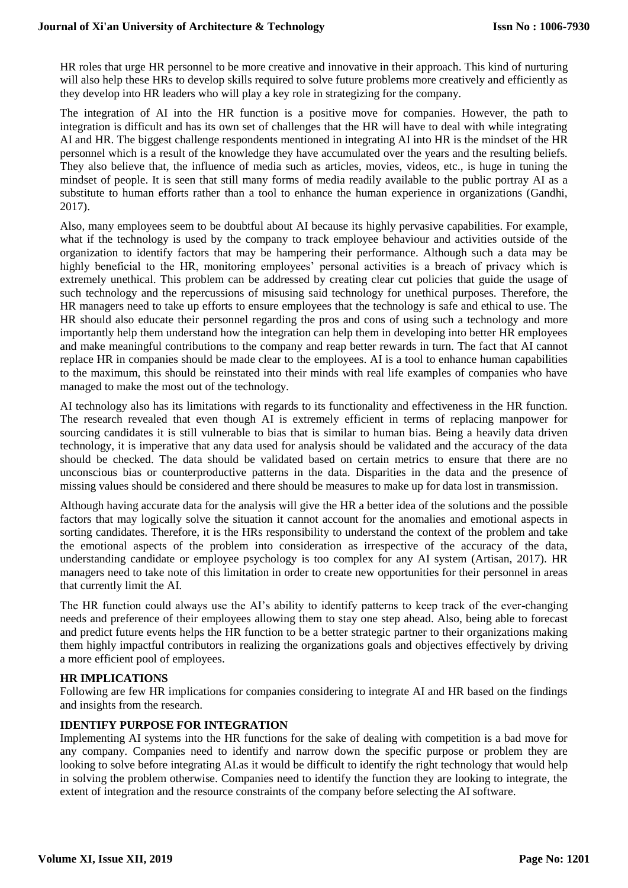HR roles that urge HR personnel to be more creative and innovative in their approach. This kind of nurturing will also help these HRs to develop skills required to solve future problems more creatively and efficiently as they develop into HR leaders who will play a key role in strategizing for the company.

The integration of AI into the HR function is a positive move for companies. However, the path to integration is difficult and has its own set of challenges that the HR will have to deal with while integrating AI and HR. The biggest challenge respondents mentioned in integrating AI into HR is the mindset of the HR personnel which is a result of the knowledge they have accumulated over the years and the resulting beliefs. They also believe that, the influence of media such as articles, movies, videos, etc., is huge in tuning the mindset of people. It is seen that still many forms of media readily available to the public portray AI as a substitute to human efforts rather than a tool to enhance the human experience in organizations (Gandhi, 2017).

Also, many employees seem to be doubtful about AI because its highly pervasive capabilities. For example, what if the technology is used by the company to track employee behaviour and activities outside of the organization to identify factors that may be hampering their performance. Although such a data may be highly beneficial to the HR, monitoring employees' personal activities is a breach of privacy which is extremely unethical. This problem can be addressed by creating clear cut policies that guide the usage of such technology and the repercussions of misusing said technology for unethical purposes. Therefore, the HR managers need to take up efforts to ensure employees that the technology is safe and ethical to use. The HR should also educate their personnel regarding the pros and cons of using such a technology and more importantly help them understand how the integration can help them in developing into better HR employees and make meaningful contributions to the company and reap better rewards in turn. The fact that AI cannot replace HR in companies should be made clear to the employees. AI is a tool to enhance human capabilities to the maximum, this should be reinstated into their minds with real life examples of companies who have managed to make the most out of the technology.

AI technology also has its limitations with regards to its functionality and effectiveness in the HR function. The research revealed that even though AI is extremely efficient in terms of replacing manpower for sourcing candidates it is still vulnerable to bias that is similar to human bias. Being a heavily data driven technology, it is imperative that any data used for analysis should be validated and the accuracy of the data should be checked. The data should be validated based on certain metrics to ensure that there are no unconscious bias or counterproductive patterns in the data. Disparities in the data and the presence of missing values should be considered and there should be measures to make up for data lost in transmission.

Although having accurate data for the analysis will give the HR a better idea of the solutions and the possible factors that may logically solve the situation it cannot account for the anomalies and emotional aspects in sorting candidates. Therefore, it is the HRs responsibility to understand the context of the problem and take the emotional aspects of the problem into consideration as irrespective of the accuracy of the data, understanding candidate or employee psychology is too complex for any AI system (Artisan, 2017). HR managers need to take note of this limitation in order to create new opportunities for their personnel in areas that currently limit the AI.

The HR function could always use the AI's ability to identify patterns to keep track of the ever-changing needs and preference of their employees allowing them to stay one step ahead. Also, being able to forecast and predict future events helps the HR function to be a better strategic partner to their organizations making them highly impactful contributors in realizing the organizations goals and objectives effectively by driving a more efficient pool of employees.

## HR IMPLICATIONS

Following are few HR implications for companies considering to integrate AI and HR based on the findings and insights from the research.

### IDENTIFY PURPOSE FOR INTEGRATION

Implementing AI systems into the HR functions for the sake of dealing with competition is a bad move for any company. Companies need to identify and narrow down the specific purpose or problem they are looking to solve before integrating AI.as it would be difficult to identify the right technology that would help in solving the problem otherwise. Companies need to identify the function they are looking to integrate, the extent of integration and the resource constraints of the company before selecting the AI software.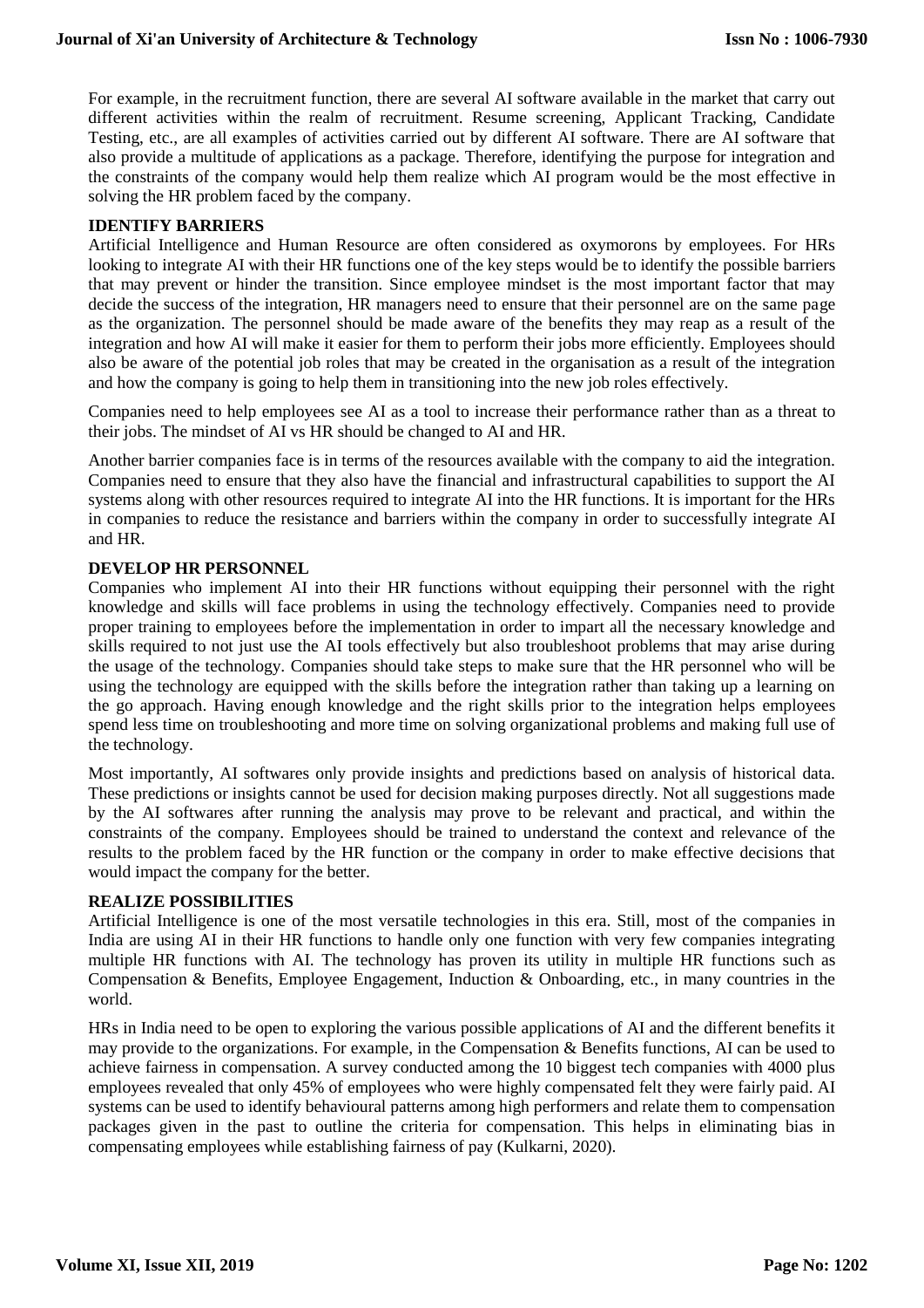For example, in the recruitment function, there are several AI software available in the market that carry out different activities within the realm of recruitment. Resume screening, Applicant Tracking, Candidate Testing, etc., are all examples of activities carried out by different AI software. There are AI software that also provide a multitude of applications as a package. Therefore, identifying the purpose for integration and the constraints of the company would help them realize which AI program would be the most effective in solving the HR problem faced by the company.

### IDENTIFY BARRIERS

Artificial Intelligence and Human Resource are often considered as oxymorons by employees. For HRs looking to integrate AI with their HR functions one of the key steps would be to identify the possible barriers that may prevent or hinder the transition. Since employee mindset is the most important factor that may decide the success of the integration, HR managers need to ensure that their personnel are on the same page as the organization. The personnel should be made aware of the benefits they may reap as a result of the integration and how AI will make it easier for them to perform their jobs more efficiently. Employees should also be aware of the potential job roles that may be created in the organisation as a result of the integration and how the company is going to help them in transitioning into the new job roles effectively.

Companies need to help employees see AI as a tool to increase their performance rather than as a threat to their jobs. The mindset of AI vs HR should be changed to AI and HR.

Another barrier companies face is in terms of the resources available with the company to aid the integration. Companies need to ensure that they also have the financial and infrastructural capabilities to support the AI systems along with other resources required to integrate AI into the HR functions. It is important for the HRs in companies to reduce the resistance and barriers within the company in order to successfully integrate AI and HR.

### DEVELOP HR PERSONNEL

Companies who implement AI into their HR functions without equipping their personnel with the right knowledge and skills will face problems in using the technology effectively. Companies need to provide proper training to employees before the implementation in order to impart all the necessary knowledge and skills required to not just use the AI tools effectively but also troubleshoot problems that may arise during the usage of the technology. Companies should take steps to make sure that the HR personnel who will be using the technology are equipped with the skills before the integration rather than taking up a learning on the go approach. Having enough knowledge and the right skills prior to the integration helps employees spend less time on troubleshooting and more time on solving organizational problems and making full use of the technology.

Most importantly, AI softwares only provide insights and predictions based on analysis of historical data. These predictions or insights cannot be used for decision making purposes directly. Not all suggestions made by the AI softwares after running the analysis may prove to be relevant and practical, and within the constraints of the company. Employees should be trained to understand the context and relevance of the results to the problem faced by the HR function or the company in order to make effective decisions that would impact the company for the better.

### REALIZE POSSIBILITIES

Artificial Intelligence is one of the most versatile technologies in this era. Still, most of the companies in India are using AI in their HR functions to handle only one function with very few companies integrating multiple HR functions with AI. The technology has proven its utility in multiple HR functions such as Compensation & Benefits, Employee Engagement, Induction & Onboarding, etc., in many countries in the world.

HRs in India need to be open to exploring the various possible applications of AI and the different benefits it may provide to the organizations. For example, in the Compensation & Benefits functions, AI can be used to achieve fairness in compensation. A survey conducted among the 10 biggest tech companies with 4000 plus employees revealed that only 45% of employees who were highly compensated felt they were fairly paid. AI systems can be used to identify behavioural patterns among high performers and relate them to compensation packages given in the past to outline the criteria for compensation. This helps in eliminating bias in compensating employees while establishing fairness of pay (Kulkarni, 2020).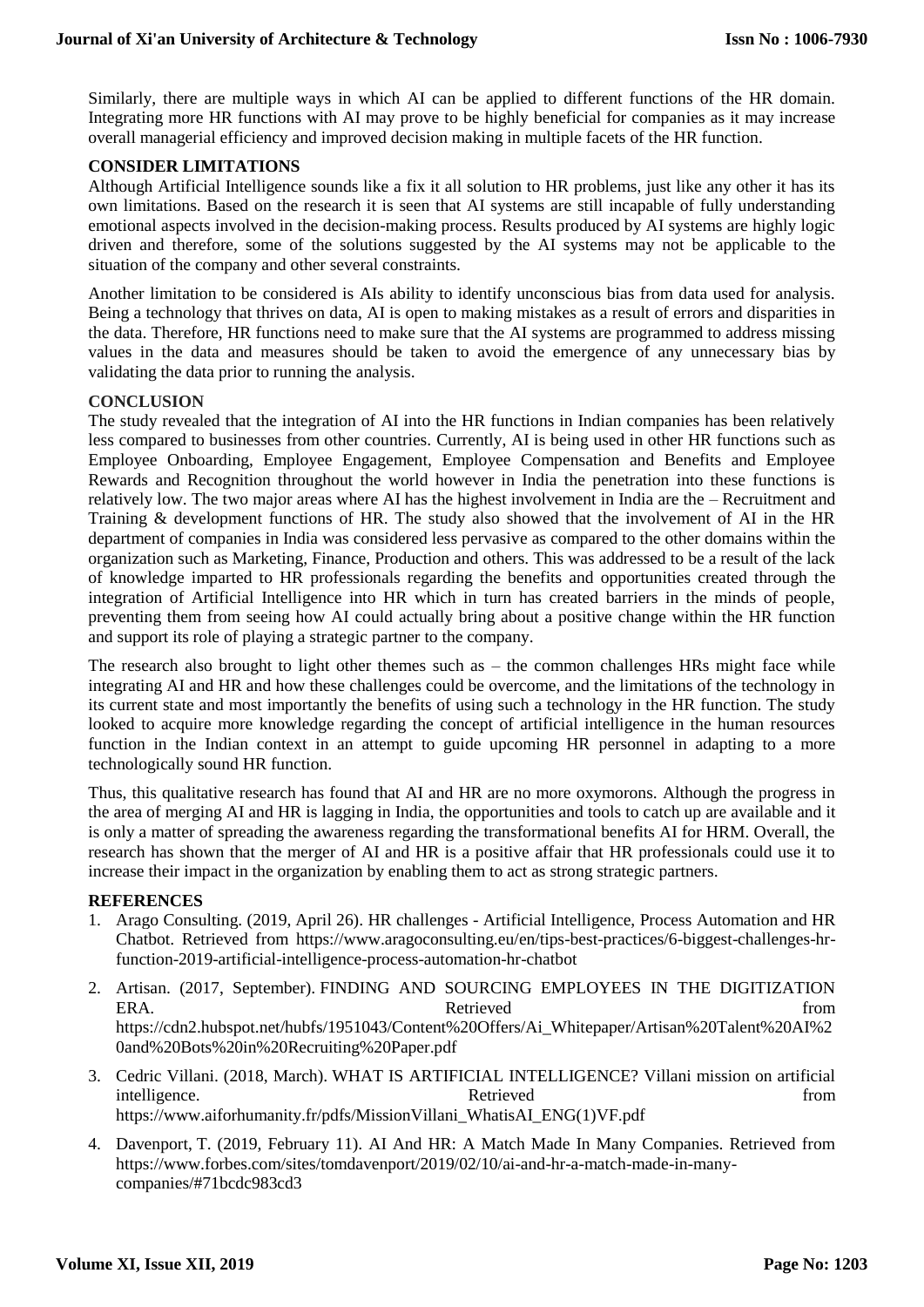Similarly, there are multiple ways in which AI can be applied to different functions of the HR domain. Integrating more HR functions with AI may prove to be highly beneficial for companies as it may increase overall managerial efficiency and improved decision making in multiple facets of the HR function.

## CONSIDER LIMITATIONS

Although Artificial Intelligence sounds like a fix it all solution to HR problems, just like any other it has its own limitations. Based on the research it is seen that AI systems are still incapable of fully understanding emotional aspects involved in the decision-making process. Results produced by AI systems are highly logic driven and therefore, some of the solutions suggested by the AI systems may not be applicable to the situation of the company and other several constraints.

Another limitation to be considered is AIs ability to identify unconscious bias from data used for analysis. Being a technology that thrives on data, AI is open to making mistakes as a result of errors and disparities in the data. Therefore, HR functions need to make sure that the AI systems are programmed to address missing values in the data and measures should be taken to avoid the emergence of any unnecessary bias by validating the data prior to running the analysis.

## CONCLUSION

The study revealed that the integration of AI into the HR functions in Indian companies has been relatively less compared to businesses from other countries. Currently, AI is being used in other HR functions such as Employee Onboarding, Employee Engagement, Employee Compensation and Benefits and Employee Rewards and Recognition throughout the world however in India the penetration into these functions is relatively low. The two major areas where AI has the highest involvement in India are the – Recruitment and Training & development functions of HR. The study also showed that the involvement of AI in the HR department of companies in India was considered less pervasive as compared to the other domains within the organization such as Marketing, Finance, Production and others. This was addressed to be a result of the lack of knowledge imparted to HR professionals regarding the benefits and opportunities created through the integration of Artificial Intelligence into HR which in turn has created barriers in the minds of people, preventing them from seeing how AI could actually bring about a positive change within the HR function and support its role of playing a strategic partner to the company.

The research also brought to light other themes such as – the common challenges HRs might face while integrating AI and HR and how these challenges could be overcome, and the limitations of the technology in its current state and most importantly the benefits of using such a technology in the HR function. The study looked to acquire more knowledge regarding the concept of artificial intelligence in the human resources function in the Indian context in an attempt to guide upcoming HR personnel in adapting to a more technologically sound HR function.

Thus, this qualitative research has found that AI and HR are no more oxymorons. Although the progress in the area of merging AI and HR is lagging in India, the opportunities and tools to catch up are available and it is only a matter of spreading the awareness regarding the transformational benefits AI for HRM. Overall, the research has shown that the merger of AI and HR is a positive affair that HR professionals could use it to increase their impact in the organization by enabling them to act as strong strategic partners.

## REFERENCES

1. Arago Consulting. (2019, April 26). HR challenges - Artificial Intelligence, Process Automation and HR Chatbot. Retrieved from https://www.aragoconsulting.eu/en/tips-best-practices/6-biggest-challenges-hr-function-2019-artificial-intelligence-process-automation-hr-chatbot
2. Artisan. (2017, September). FINDING AND SOURCING EMPLOYEES IN THE DIGITIZATION ERA. Retrieved from https://cdn2.hubspot.net/hubfs/1951043/Content%20Offers/Ai_Whitepaper/Artisan%20Talent%20AI%20and%20Bots%20in%20Recruiting%20Paper.pdf
3. Cedric Villani. (2018, March). WHAT IS ARTIFICIAL INTELLIGENCE? Villani mission on artificial intelligence. Retrieved from https://www.aiforhumanity.fr/pdfs/MissionVillani_WhatisAI_ENG(1)VF.pdf
4. Davenport, T. (2019, February 11). AI And HR: A Match Made In Many Companies. Retrieved from https://www.forbes.com/sites/tomdavenport/2019/02/10/ai-and-hr-a-match-made-in-many-companies/#71bcdc983cd3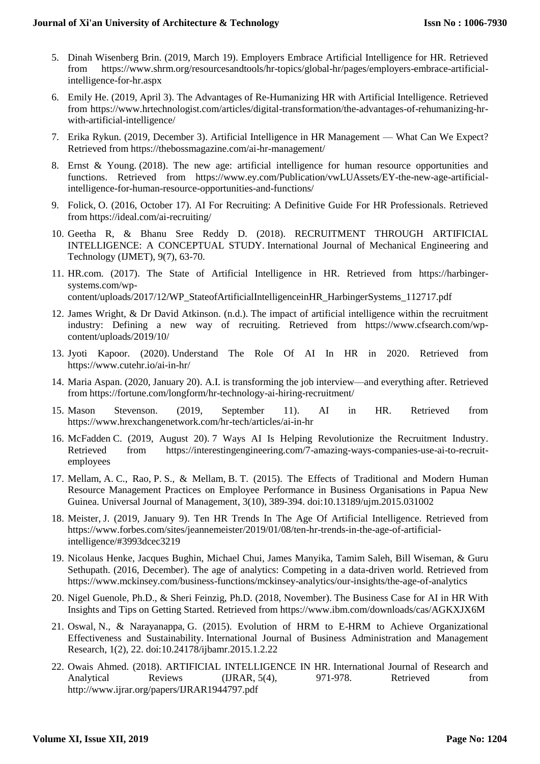5. Dinah Wisenberg Brin. (2019, March 19). Employers Embrace Artificial Intelligence for HR. Retrieved from https://www.shrm.org/resourcesandtools/hr-topics/global-hr/pages/employers-embrace-artificial-intelligence-for-hr.aspx

6. Emily He. (2019, April 3). The Advantages of Re-Humanizing HR with Artificial Intelligence. Retrieved from https://www.hrtechnologist.com/articles/digital-transformation/the-advantages-of-rehumanizing-hr-with-artificial-intelligence/

7. Erika Rykun. (2019, December 3). Artificial Intelligence in HR Management — What Can We Expect? Retrieved from https://thebossmagazine.com/ai-hr-management/

8. Ernst & Young. (2018). The new age: artificial intelligence for human resource opportunities and functions. Retrieved from https://www.ey.com/Publication/vwLUAssets/EY-the-new-age-artificial-intelligence-for-human-resource-opportunities-and-functions/

9. Folick, O. (2016, October 17). AI For Recruiting: A Definitive Guide For HR Professionals. Retrieved from https://ideal.com/ai-recruiting/

10. Geetha R, & Bhanu Sree Reddy D. (2018). RECRUITMENT THROUGH ARTIFICIAL INTELLIGENCE: A CONCEPTUAL STUDY. International Journal of Mechanical Engineering and Technology (IJMET), 9(7), 63-70.

11. HR.com. (2017). The State of Artificial Intelligence in HR. Retrieved from https://harbinger-systems.com/wp-content/uploads/2017/12/WP_StateofArtificialIntelligenceinHR_HarbingerSystems_112717.pdf

12. James Wright, & Dr David Atkinson. (n.d.). The impact of artificial intelligence within the recruitment industry: Defining a new way of recruiting. Retrieved from https://www.cfsearch.com/wp-content/uploads/2019/10/

13. Jyoti Kapoor. (2020). Understand The Role Of AI In HR in 2020. Retrieved from https://www.cutehr.io/ai-in-hr/

14. Maria Aspan. (2020, January 20). A.I. is transforming the job interview—and everything after. Retrieved from https://fortune.com/longform/hr-technology-ai-hiring-recruitment/

15. Mason Stevenson. (2019, September 11). AI in HR. Retrieved from https://www.hrexchangenetwork.com/hr-tech/articles/ai-in-hr

16. McFadden C. (2019, August 20). 7 Ways AI Is Helping Revolutionize the Recruitment Industry. Retrieved from https://interestingengineering.com/7-amazing-ways-companies-use-ai-to-recruit-employees

17. Mellam, A. C., Rao, P. S., & Mellam, B. T. (2015). The Effects of Traditional and Modern Human Resource Management Practices on Employee Performance in Business Organisations in Papua New Guinea. Universal Journal of Management, 3(10), 389-394. doi:10.13189/ujm.2015.031002

18. Meister, J. (2019, January 9). Ten HR Trends In The Age Of Artificial Intelligence. Retrieved from https://www.forbes.com/sites/jeannemeister/2019/01/08/ten-hr-trends-in-the-age-of-artificial-intelligence/#3993dcec3219

19. Nicolaus Henke, Jacques Bughin, Michael Chui, James Manyika, Tamim Saleh, Bill Wiseman, & Guru Sethupath. (2016, December). The age of analytics: Competing in a data-driven world. Retrieved from https://www.mckinsey.com/business-functions/mckinsey-analytics/our-insights/the-age-of-analytics

20. Nigel Guenole, Ph.D., & Sheri Feinzig, Ph.D. (2018, November). The Business Case for AI in HR With Insights and Tips on Getting Started. Retrieved from https://www.ibm.com/downloads/cas/AGKXJX6M

21. Oswal, N., & Narayanappa, G. (2015). Evolution of HRM to E-HRM to Achieve Organizational Effectiveness and Sustainability. International Journal of Business Administration and Management Research, 1(2), 22. doi:10.24178/ijbamr.2015.1.2.22

22. Owais Ahmed. (2018). ARTIFICIAL INTELLIGENCE IN HR. International Journal of Research and Analytical Reviews (IJRAR, 5(4), 971-978. Retrieved from http://www.ijrar.org/papers/IJRAR1944797.pdf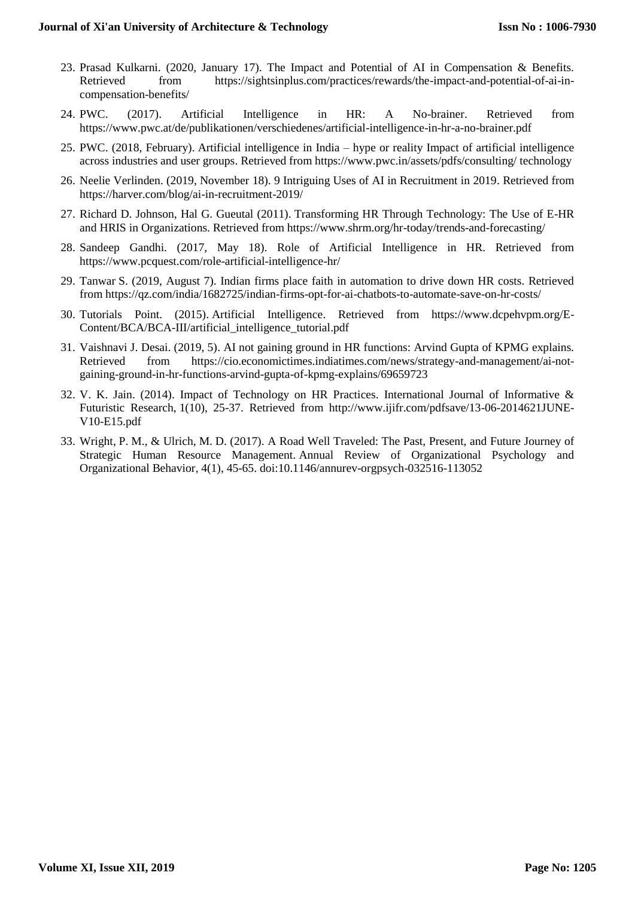23. Prasad Kulkarni. (2020, January 17). The Impact and Potential of AI in Compensation & Benefits. Retrieved from https://sightsinplus.com/practices/rewards/the-impact-and-potential-of-ai-in-compensation-benefits/
24. PWC. (2017). Artificial Intelligence in HR: A No-brainer. Retrieved from https://www.pwc.at/de/publikationen/verschiedenes/artificial-intelligence-in-hr-a-no-brainer.pdf
25. PWC. (2018, February). Artificial intelligence in India – hype or reality Impact of artificial intelligence across industries and user groups. Retrieved from https://www.pwc.in/assets/pdfs/consulting/ technology
26. Neelie Verlinden. (2019, November 18). 9 Intriguing Uses of AI in Recruitment in 2019. Retrieved from https://harver.com/blog/ai-in-recruitment-2019/
27. Richard D. Johnson, Hal G. Gueutal (2011). Transforming HR Through Technology: The Use of E-HR and HRIS in Organizations. Retrieved from https://www.shrm.org/hr-today/trends-and-forecasting/
28. Sandeep Gandhi. (2017, May 18). Role of Artificial Intelligence in HR. Retrieved from https://www.pcquest.com/role-artificial-intelligence-hr/
29. Tanwar S. (2019, August 7). Indian firms place faith in automation to drive down HR costs. Retrieved from https://qz.com/india/1682725/indian-firms-opt-for-ai-chatbots-to-automate-save-on-hr-costs/
30. Tutorials Point. (2015). Artificial Intelligence. Retrieved from https://www.dcpehvpm.org/E-Content/BCA/BCA-III/artificial_intelligence_tutorial.pdf
31. Vaishnavi J. Desai. (2019, 5). AI not gaining ground in HR functions: Arvind Gupta of KPMG explains. Retrieved from https://cio.economictimes.indiatimes.com/news/strategy-and-management/ai-not-gaining-ground-in-hr-functions-arvind-gupta-of-kpmg-explains/69659723
32. V. K. Jain. (2014). Impact of Technology on HR Practices. International Journal of Informative & Futuristic Research, 1(10), 25-37. Retrieved from http://www.ijifr.com/pdfsave/13-06-2014621JUNE-V10-E15.pdf
33. Wright, P. M., & Ulrich, M. D. (2017). A Road Well Traveled: The Past, Present, and Future Journey of Strategic Human Resource Management. Annual Review of Organizational Psychology and Organizational Behavior, 4(1), 45-65. doi:10.1146/annurev-orgpsych-032516-113052